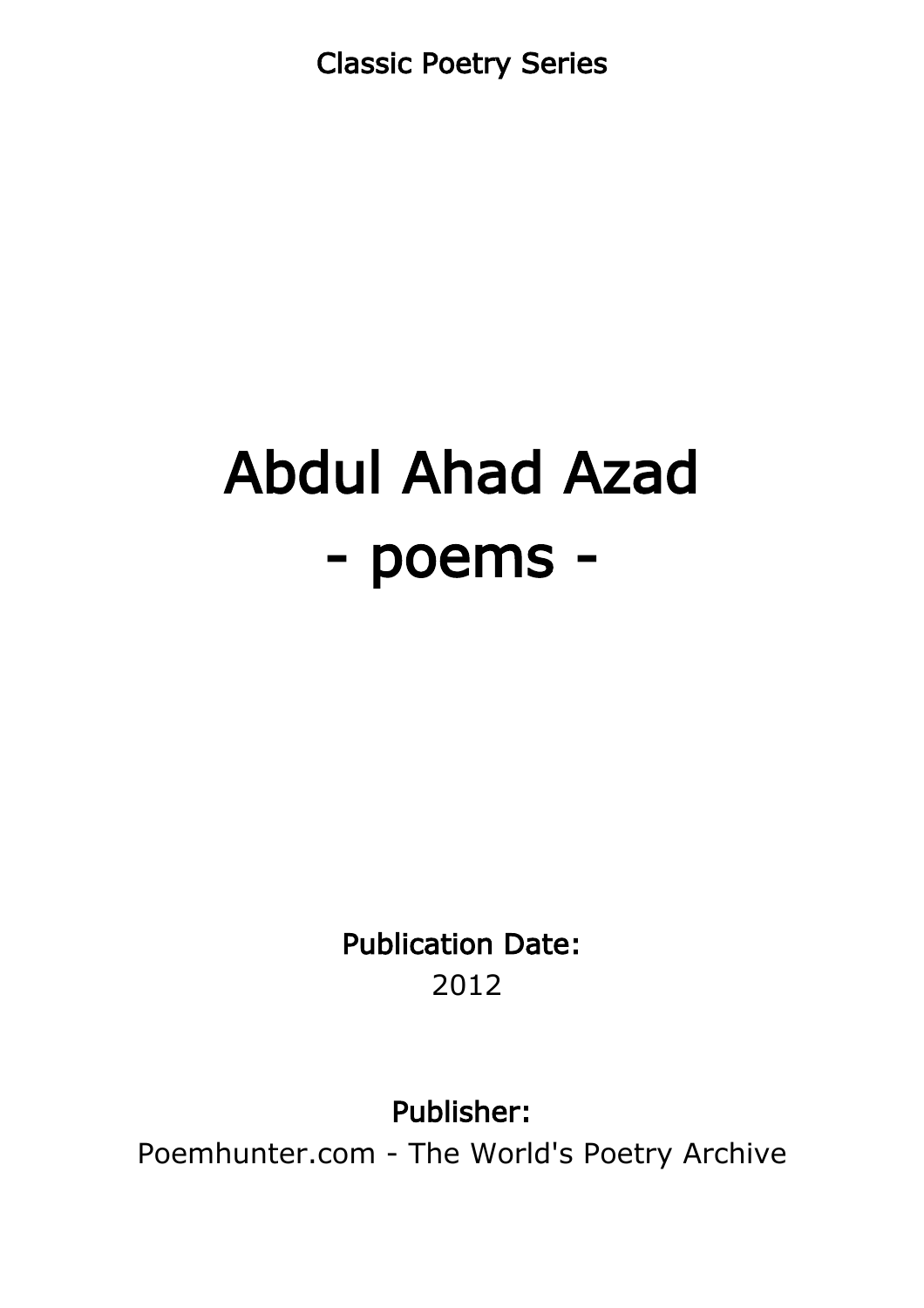Classic Poetry Series

# Abdul Ahad Azad
# - poems -

**Publication Date:**
2012

**Publisher:**
Poemhunter.com - The World's Poetry Archive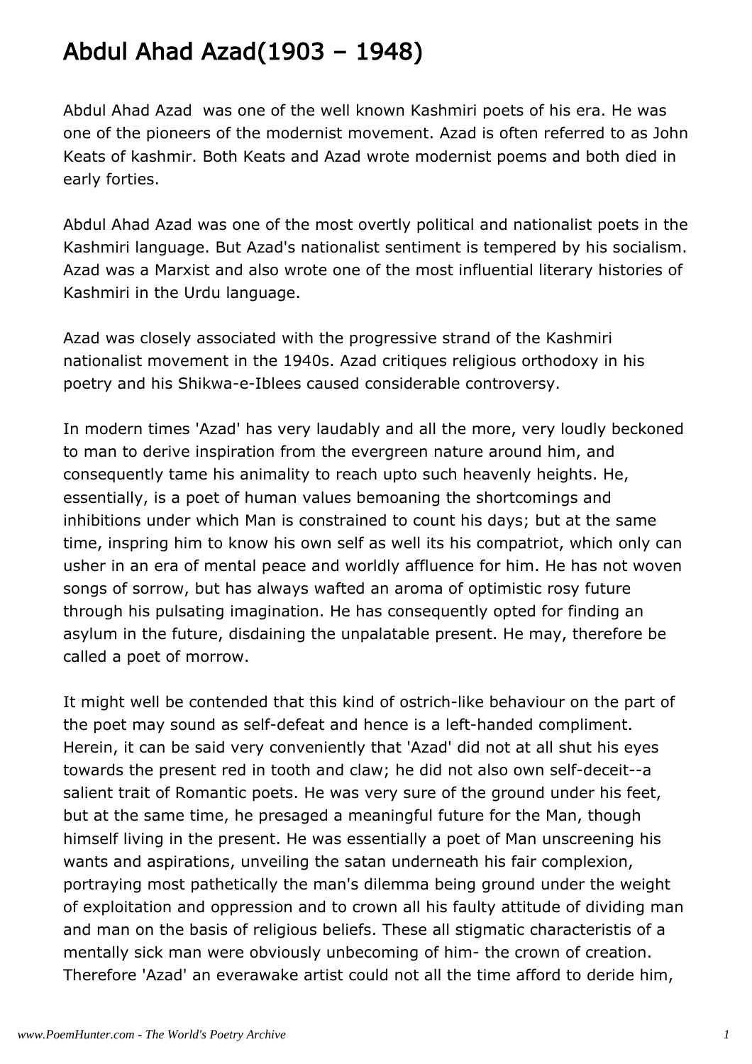# Abdul Ahad Azad(1903 – 1948)

Abdul Ahad Azad  was one of the well known Kashmiri poets of his era. He was one of the pioneers of the modernist movement. Azad is often referred to as John Keats of kashmir. Both Keats and Azad wrote modernist poems and both died in early forties.

Abdul Ahad Azad was one of the most overtly political and nationalist poets in the Kashmiri language. But Azad's nationalist sentiment is tempered by his socialism. Azad was a Marxist and also wrote one of the most influential literary histories of Kashmiri in the Urdu language.

Azad was closely associated with the progressive strand of the Kashmiri nationalist movement in the 1940s. Azad critiques religious orthodoxy in his poetry and his Shikwa-e-Iblees caused considerable controversy.

In modern times 'Azad' has very laudably and all the more, very loudly beckoned to man to derive inspiration from the evergreen nature around him, and consequently tame his animality to reach upto such heavenly heights. He, essentially, is a poet of human values bemoaning the shortcomings and inhibitions under which Man is constrained to count his days; but at the same time, inspring him to know his own self as well its his compatriot, which only can usher in an era of mental peace and worldly affluence for him. He has not woven songs of sorrow, but has always wafted an aroma of optimistic rosy future through his pulsating imagination. He has consequently opted for finding an asylum in the future, disdaining the unpalatable present. He may, therefore be called a poet of morrow.

It might well be contended that this kind of ostrich-like behaviour on the part of the poet may sound as self-defeat and hence is a left-handed compliment. Herein, it can be said very conveniently that 'Azad' did not at all shut his eyes towards the present red in tooth and claw; he did not also own self-deceit--a salient trait of Romantic poets. He was very sure of the ground under his feet, but at the same time, he presaged a meaningful future for the Man, though himself living in the present. He was essentially a poet of Man unscreening his wants and aspirations, unveiling the satan underneath his fair complexion, portraying most pathetically the man's dilemma being ground under the weight of exploitation and oppression and to crown all his faulty attitude of dividing man and man on the basis of religious beliefs. These all stigmatic characteristis of a mentally sick man were obviously unbecoming of him- the crown of creation. Therefore 'Azad' an everawake artist could not all the time afford to deride him,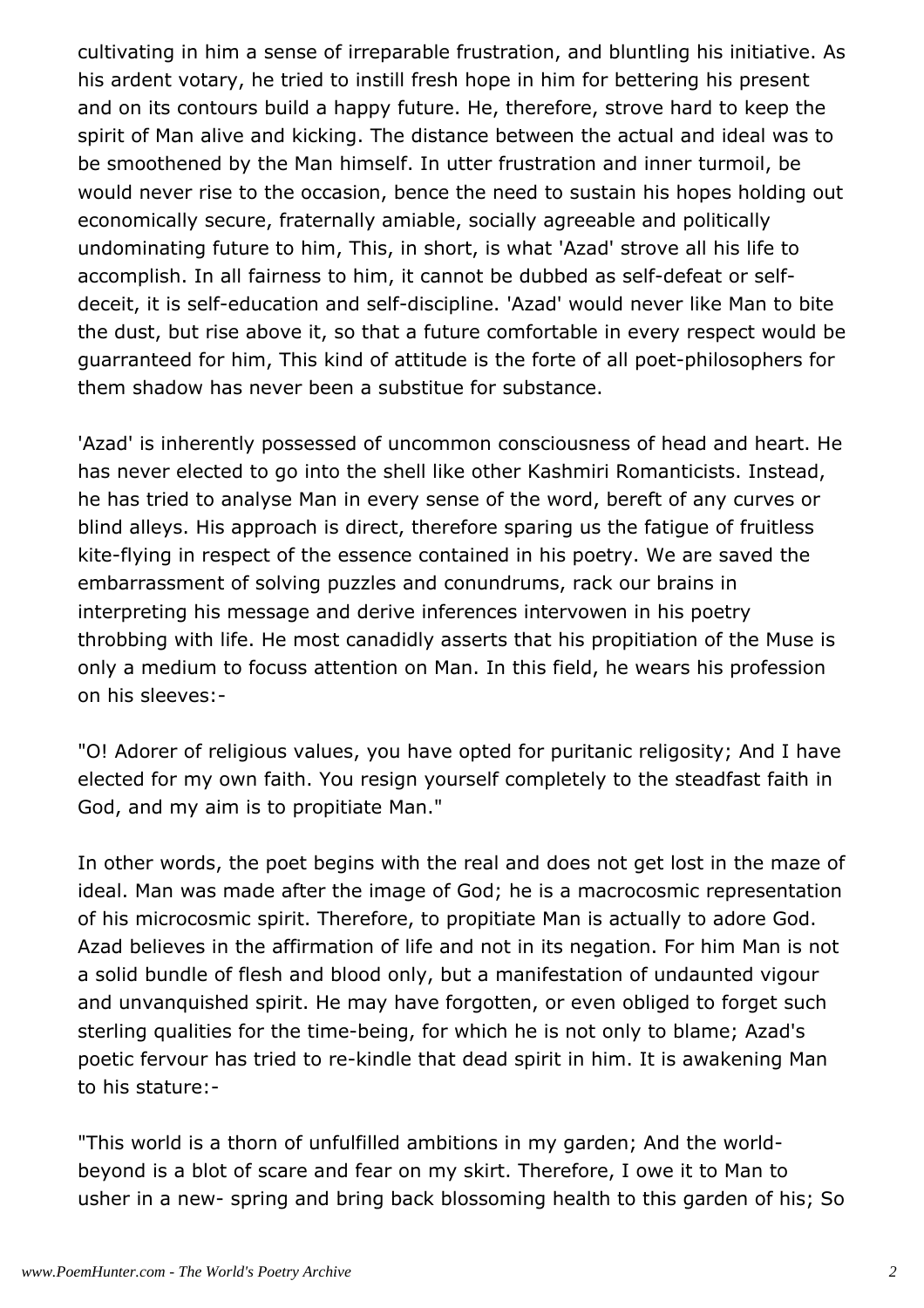cultivating in him a sense of irreparable frustration, and bluntling his initiative. As his ardent votary, he tried to instill fresh hope in him for bettering his present and on its contours build a happy future. He, therefore, strove hard to keep the spirit of Man alive and kicking. The distance between the actual and ideal was to be smoothened by the Man himself. In utter frustration and inner turmoil, be would never rise to the occasion, bence the need to sustain his hopes holding out economically secure, fraternally amiable, socially agreeable and politically undominating future to him, This, in short, is what 'Azad' strove all his life to accomplish. In all fairness to him, it cannot be dubbed as self-defeat or self-deceit, it is self-education and self-discipline. 'Azad' would never like Man to bite the dust, but rise above it, so that a future comfortable in every respect would be guarranteed for him, This kind of attitude is the forte of all poet-philosophers for them shadow has never been a substitue for substance.

'Azad' is inherently possessed of uncommon consciousness of head and heart. He has never elected to go into the shell like other Kashmiri Romanticists. Instead, he has tried to analyse Man in every sense of the word, bereft of any curves or blind alleys. His approach is direct, therefore sparing us the fatigue of fruitless kite-flying in respect of the essence contained in his poetry. We are saved the embarrassment of solving puzzles and conundrums, rack our brains in interpreting his message and derive inferences intervowen in his poetry throbbing with life. He most canadidly asserts that his propitiation of the Muse is only a medium to focuss attention on Man. In this field, he wears his profession on his sleeves:-

"O! Adorer of religious values, you have opted for puritanic religosity; And I have elected for my own faith. You resign yourself completely to the steadfast faith in God, and my aim is to propitiate Man."

In other words, the poet begins with the real and does not get lost in the maze of ideal. Man was made after the image of God; he is a macrocosmic representation of his microcosmic spirit. Therefore, to propitiate Man is actually to adore God. Azad believes in the affirmation of life and not in its negation. For him Man is not a solid bundle of flesh and blood only, but a manifestation of undaunted vigour and unvanquished spirit. He may have forgotten, or even obliged to forget such sterling qualities for the time-being, for which he is not only to blame; Azad's poetic fervour has tried to re-kindle that dead spirit in him. It is awakening Man to his stature:-

"This world is a thorn of unfulfilled ambitions in my garden; And the world-beyond is a blot of scare and fear on my skirt. Therefore, I owe it to Man to usher in a new- spring and bring back blossoming health to this garden of his; So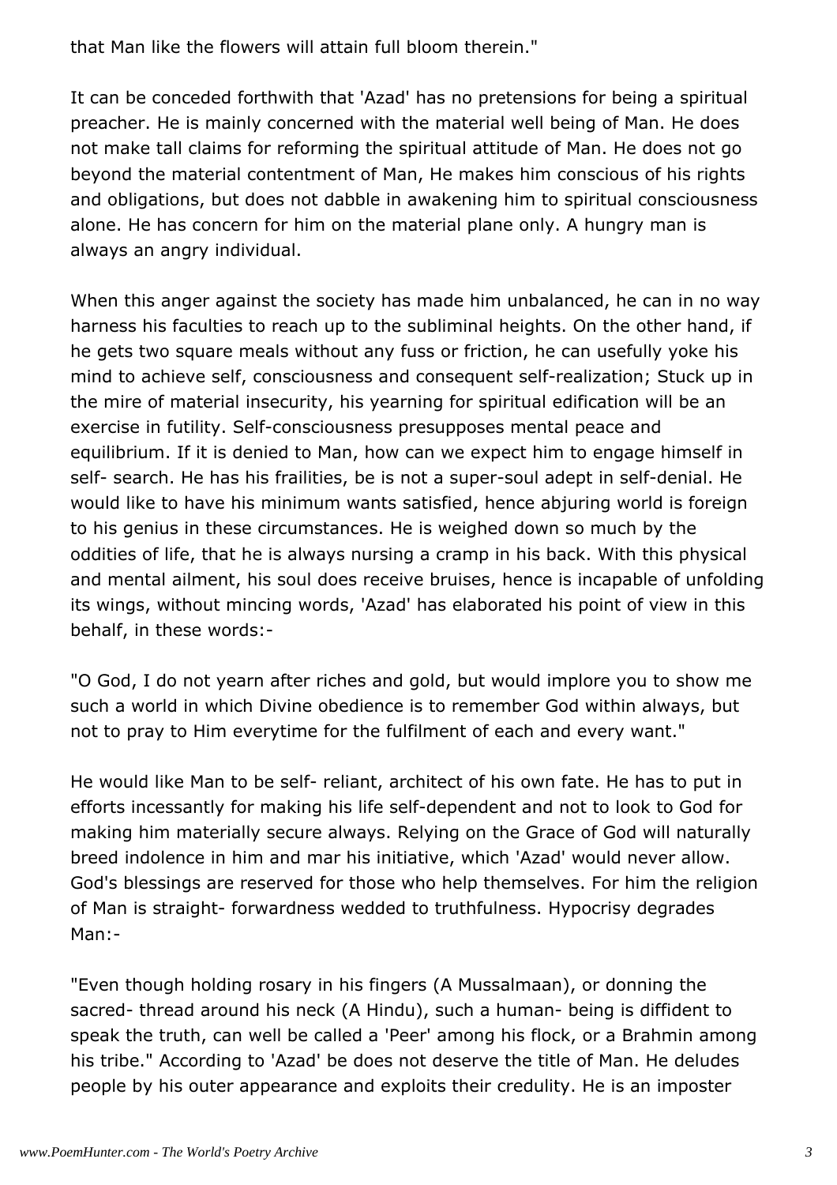that Man like the flowers will attain full bloom therein."

It can be conceded forthwith that 'Azad' has no pretensions for being a spiritual preacher. He is mainly concerned with the material well being of Man. He does not make tall claims for reforming the spiritual attitude of Man. He does not go beyond the material contentment of Man, He makes him conscious of his rights and obligations, but does not dabble in awakening him to spiritual consciousness alone. He has concern for him on the material plane only. A hungry man is always an angry individual.

When this anger against the society has made him unbalanced, he can in no way harness his faculties to reach up to the subliminal heights. On the other hand, if he gets two square meals without any fuss or friction, he can usefully yoke his mind to achieve self, consciousness and consequent self-realization; Stuck up in the mire of material insecurity, his yearning for spiritual edification will be an exercise in futility. Self-consciousness presupposes mental peace and equilibrium. If it is denied to Man, how can we expect him to engage himself in self- search. He has his frailities, be is not a super-soul adept in self-denial. He would like to have his minimum wants satisfied, hence abjuring world is foreign to his genius in these circumstances. He is weighed down so much by the oddities of life, that he is always nursing a cramp in his back. With this physical and mental ailment, his soul does receive bruises, hence is incapable of unfolding its wings, without mincing words, 'Azad' has elaborated his point of view in this behalf, in these words:-

"O God, I do not yearn after riches and gold, but would implore you to show me such a world in which Divine obedience is to remember God within always, but not to pray to Him everytime for the fulfilment of each and every want."

He would like Man to be self- reliant, architect of his own fate. He has to put in efforts incessantly for making his life self-dependent and not to look to God for making him materially secure always. Relying on the Grace of God will naturally breed indolence in him and mar his initiative, which 'Azad' would never allow. God's blessings are reserved for those who help themselves. For him the religion of Man is straight- forwardness wedded to truthfulness. Hypocrisy degrades Man:-

"Even though holding rosary in his fingers (A Mussalmaan), or donning the sacred- thread around his neck (A Hindu), such a human- being is diffident to speak the truth, can well be called a 'Peer' among his flock, or a Brahmin among his tribe." According to 'Azad' be does not deserve the title of Man. He deludes people by his outer appearance and exploits their credulity. He is an imposter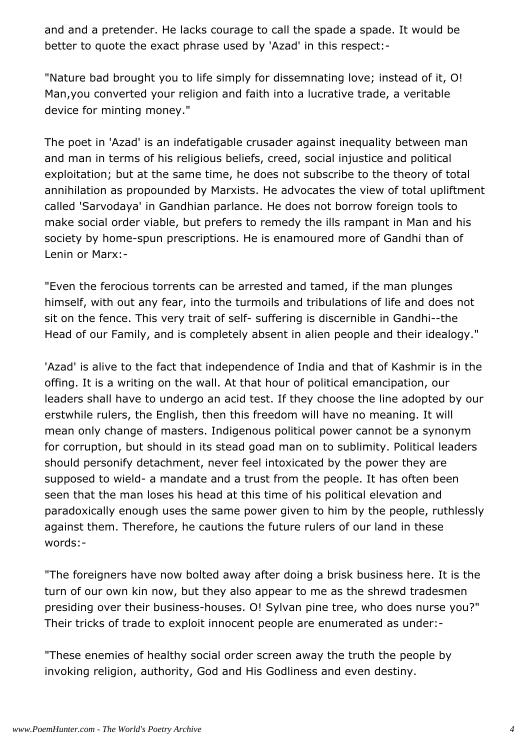and and a pretender. He lacks courage to call the spade a spade. It would be better to quote the exact phrase used by 'Azad' in this respect:-

"Nature bad brought you to life simply for dissemnating love; instead of it, O! Man,you converted your religion and faith into a lucrative trade, a veritable device for minting money."

The poet in 'Azad' is an indefatigable crusader against inequality between man and man in terms of his religious beliefs, creed, social injustice and political exploitation; but at the same time, he does not subscribe to the theory of total annihilation as propounded by Marxists. He advocates the view of total upliftment called 'Sarvodaya' in Gandhian parlance. He does not borrow foreign tools to make social order viable, but prefers to remedy the ills rampant in Man and his society by home-spun prescriptions. He is enamoured more of Gandhi than of Lenin or Marx:-

"Even the ferocious torrents can be arrested and tamed, if the man plunges himself, with out any fear, into the turmoils and tribulations of life and does not sit on the fence. This very trait of self- suffering is discernible in Gandhi--the Head of our Family, and is completely absent in alien people and their idealogy."

'Azad' is alive to the fact that independence of India and that of Kashmir is in the offing. It is a writing on the wall. At that hour of political emancipation, our leaders shall have to undergo an acid test. If they choose the line adopted by our erstwhile rulers, the English, then this freedom will have no meaning. It will mean only change of masters. Indigenous political power cannot be a synonym for corruption, but should in its stead goad man on to sublimity. Political leaders should personify detachment, never feel intoxicated by the power they are supposed to wield- a mandate and a trust from the people. It has often been seen that the man loses his head at this time of his political elevation and paradoxically enough uses the same power given to him by the people, ruthlessly against them. Therefore, he cautions the future rulers of our land in these words:-

"The foreigners have now bolted away after doing a brisk business here. It is the turn of our own kin now, but they also appear to me as the shrewd tradesmen presiding over their business-houses. O! Sylvan pine tree, who does nurse you?" Their tricks of trade to exploit innocent people are enumerated as under:-

"These enemies of healthy social order screen away the truth the people by invoking religion, authority, God and His Godliness and even destiny.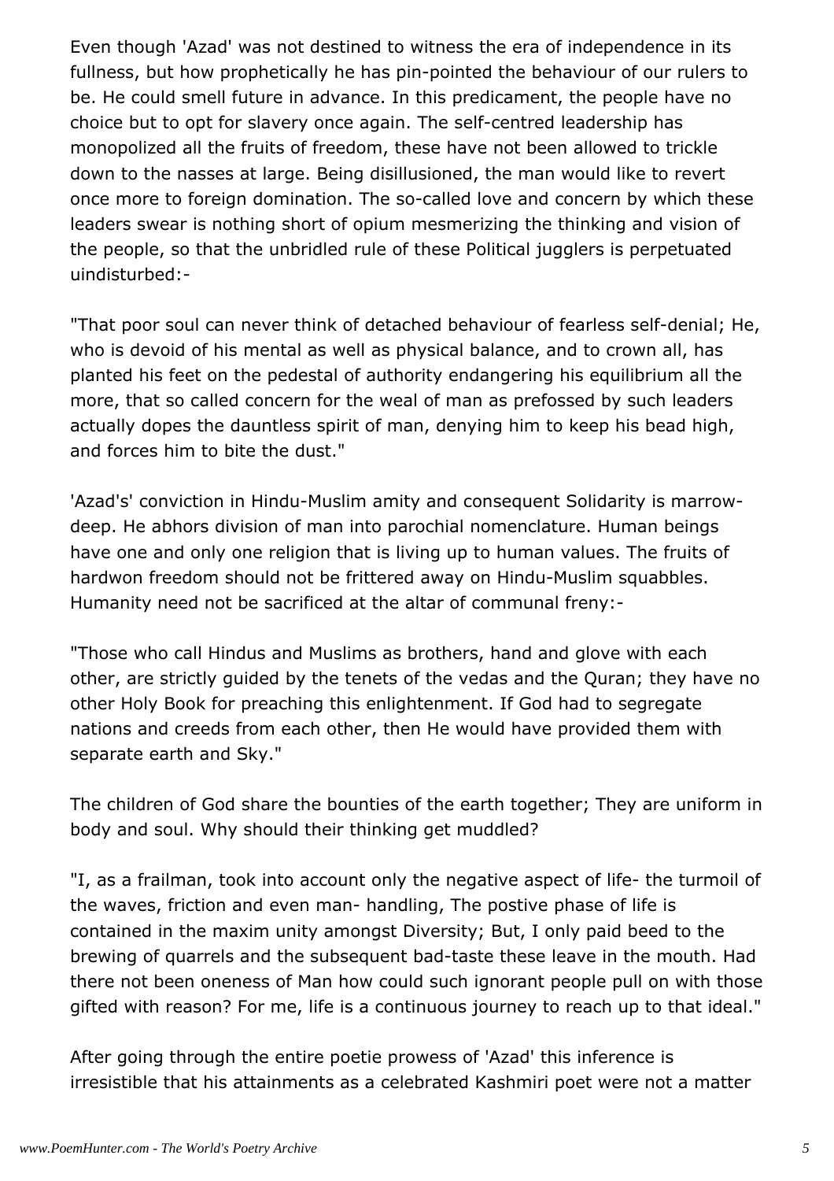Even though 'Azad' was not destined to witness the era of independence in its fullness, but how prophetically he has pin-pointed the behaviour of our rulers to be. He could smell future in advance. In this predicament, the people have no choice but to opt for slavery once again. The self-centred leadership has monopolized all the fruits of freedom, these have not been allowed to trickle down to the nasses at large. Being disillusioned, the man would like to revert once more to foreign domination. The so-called love and concern by which these leaders swear is nothing short of opium mesmerizing the thinking and vision of the people, so that the unbridled rule of these Political jugglers is perpetuated uindisturbed:-

"That poor soul can never think of detached behaviour of fearless self-denial; He, who is devoid of his mental as well as physical balance, and to crown all, has planted his feet on the pedestal of authority endangering his equilibrium all the more, that so called concern for the weal of man as prefossed by such leaders actually dopes the dauntless spirit of man, denying him to keep his bead high, and forces him to bite the dust."

'Azad's' conviction in Hindu-Muslim amity and consequent Solidarity is marrow-deep. He abhors division of man into parochial nomenclature. Human beings have one and only one religion that is living up to human values. The fruits of hardwon freedom should not be frittered away on Hindu-Muslim squabbles. Humanity need not be sacrificed at the altar of communal freny:-

"Those who call Hindus and Muslims as brothers, hand and glove with each other, are strictly guided by the tenets of the vedas and the Quran; they have no other Holy Book for preaching this enlightenment. If God had to segregate nations and creeds from each other, then He would have provided them with separate earth and Sky."

The children of God share the bounties of the earth together; They are uniform in body and soul. Why should their thinking get muddled?

"I, as a frailman, took into account only the negative aspect of life- the turmoil of the waves, friction and even man- handling, The postive phase of life is contained in the maxim unity amongst Diversity; But, I only paid beed to the brewing of quarrels and the subsequent bad-taste these leave in the mouth. Had there not been oneness of Man how could such ignorant people pull on with those gifted with reason? For me, life is a continuous journey to reach up to that ideal."

After going through the entire poetie prowess of 'Azad' this inference is irresistible that his attainments as a celebrated Kashmiri poet were not a matter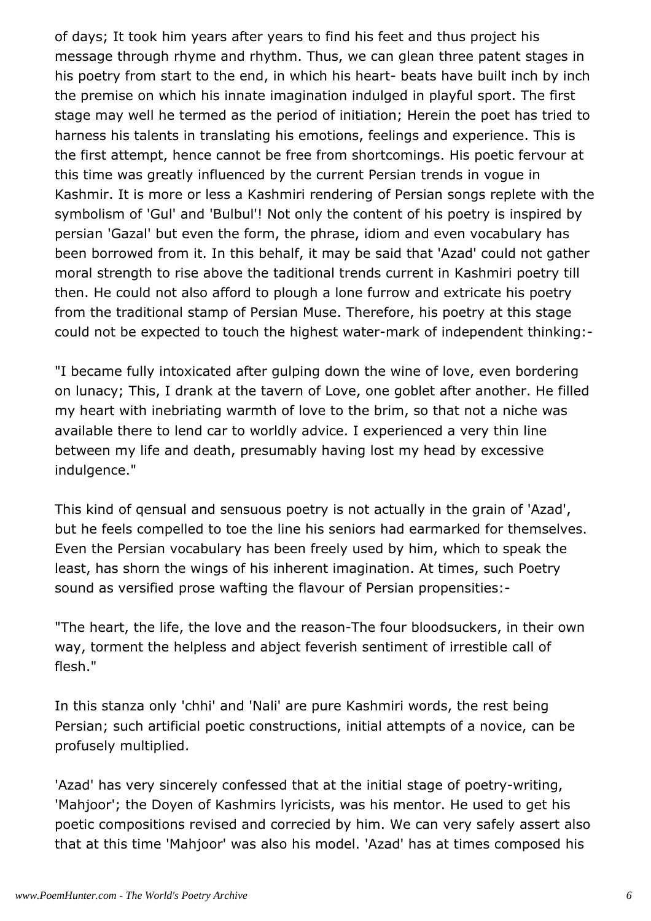of days; It took him years after years to find his feet and thus project his message through rhyme and rhythm. Thus, we can glean three patent stages in his poetry from start to the end, in which his heart- beats have built inch by inch the premise on which his innate imagination indulged in playful sport. The first stage may well he termed as the period of initiation; Herein the poet has tried to harness his talents in translating his emotions, feelings and experience. This is the first attempt, hence cannot be free from shortcomings. His poetic fervour at this time was greatly influenced by the current Persian trends in vogue in Kashmir. It is more or less a Kashmiri rendering of Persian songs replete with the symbolism of 'Gul' and 'Bulbul'! Not only the content of his poetry is inspired by persian 'Gazal' but even the form, the phrase, idiom and even vocabulary has been borrowed from it. In this behalf, it may be said that 'Azad' could not gather moral strength to rise above the taditional trends current in Kashmiri poetry till then. He could not also afford to plough a lone furrow and extricate his poetry from the traditional stamp of Persian Muse. Therefore, his poetry at this stage could not be expected to touch the highest water-mark of independent thinking:-

"I became fully intoxicated after gulping down the wine of love, even bordering on lunacy; This, I drank at the tavern of Love, one goblet after another. He filled my heart with inebriating warmth of love to the brim, so that not a niche was available there to lend car to worldly advice. I experienced a very thin line between my life and death, presumably having lost my head by excessive indulgence."

This kind of qensual and sensuous poetry is not actually in the grain of 'Azad', but he feels compelled to toe the line his seniors had earmarked for themselves. Even the Persian vocabulary has been freely used by him, which to speak the least, has shorn the wings of his inherent imagination. At times, such Poetry sound as versified prose wafting the flavour of Persian propensities:-

"The heart, the life, the love and the reason-The four bloodsuckers, in their own way, torment the helpless and abject feverish sentiment of irrestible call of flesh."

In this stanza only 'chhi' and 'Nali' are pure Kashmiri words, the rest being Persian; such artificial poetic constructions, initial attempts of a novice, can be profusely multiplied.

'Azad' has very sincerely confessed that at the initial stage of poetry-writing, 'Mahjoor'; the Doyen of Kashmirs lyricists, was his mentor. He used to get his poetic compositions revised and correcied by him. We can very safely assert also that at this time 'Mahjoor' was also his model. 'Azad' has at times composed his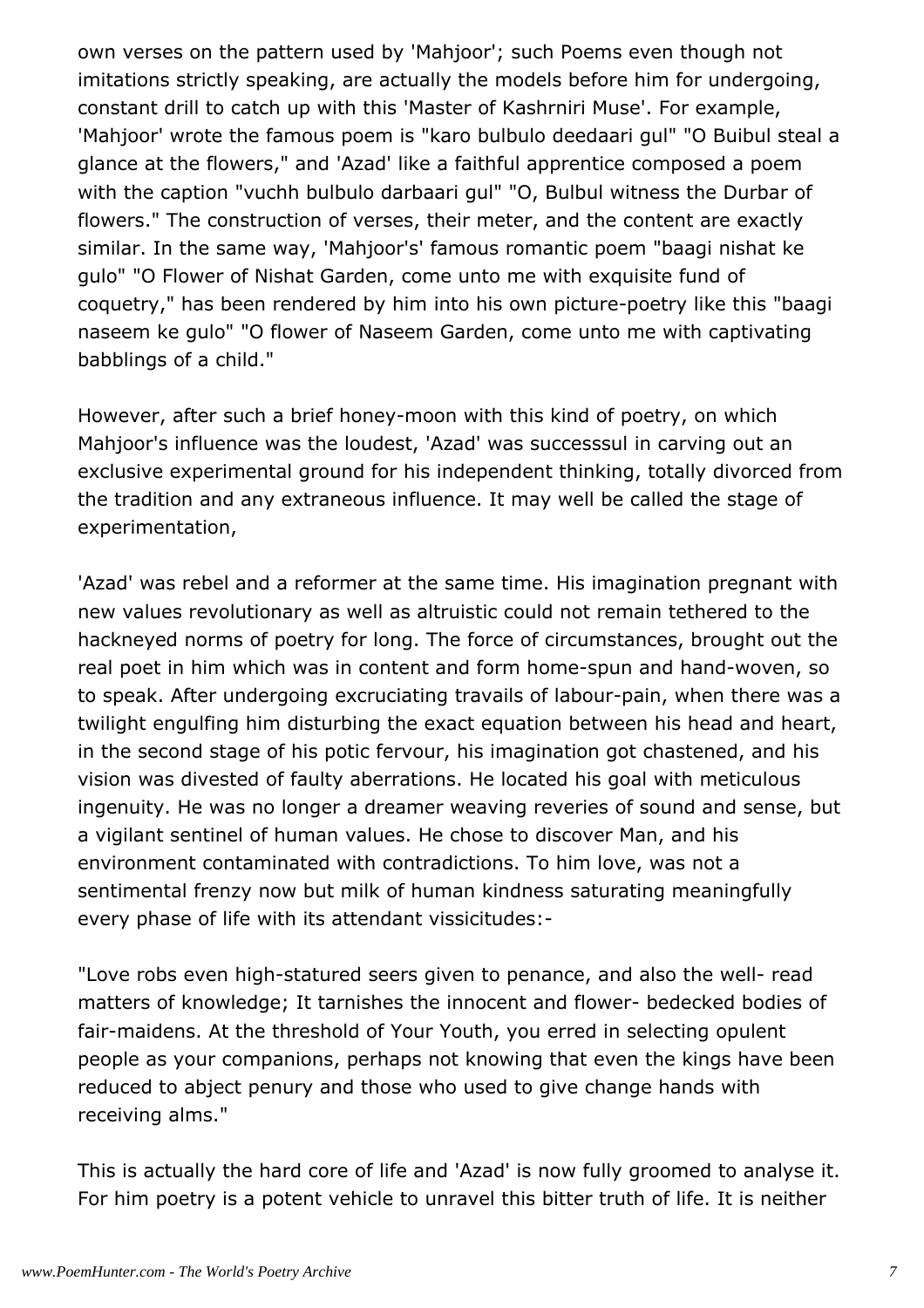own verses on the pattern used by 'Mahjoor'; such Poems even though not imitations strictly speaking, are actually the models before him for undergoing, constant drill to catch up with this 'Master of Kashrniri Muse'. For example, 'Mahjoor' wrote the famous poem is "karo bulbulo deedaari gul" "O Buibul steal a glance at the flowers," and 'Azad' like a faithful apprentice composed a poem with the caption "vuchh bulbulo darbaari gul" "O, Bulbul witness the Durbar of flowers." The construction of verses, their meter, and the content are exactly similar. In the same way, 'Mahjoor's' famous romantic poem "baagi nishat ke gulo" "O Flower of Nishat Garden, come unto me with exquisite fund of coquetry," has been rendered by him into his own picture-poetry like this "baagi naseem ke gulo" "O flower of Naseem Garden, come unto me with captivating babblings of a child."

However, after such a brief honey-moon with this kind of poetry, on which Mahjoor's influence was the loudest, 'Azad' was successsul in carving out an exclusive experimental ground for his independent thinking, totally divorced from the tradition and any extraneous influence. It may well be called the stage of experimentation,

'Azad' was rebel and a reformer at the same time. His imagination pregnant with new values revolutionary as well as altruistic could not remain tethered to the hackneyed norms of poetry for long. The force of circumstances, brought out the real poet in him which was in content and form home-spun and hand-woven, so to speak. After undergoing excruciating travails of labour-pain, when there was a twilight engulfing him disturbing the exact equation between his head and heart, in the second stage of his potic fervour, his imagination got chastened, and his vision was divested of faulty aberrations. He located his goal with meticulous ingenuity. He was no longer a dreamer weaving reveries of sound and sense, but a vigilant sentinel of human values. He chose to discover Man, and his environment contaminated with contradictions. To him love, was not a sentimental frenzy now but milk of human kindness saturating meaningfully every phase of life with its attendant vissicitudes:-

"Love robs even high-statured seers given to penance, and also the well- read matters of knowledge; It tarnishes the innocent and flower- bedecked bodies of fair-maidens. At the threshold of Your Youth, you erred in selecting opulent people as your companions, perhaps not knowing that even the kings have been reduced to abject penury and those who used to give change hands with receiving alms."

This is actually the hard core of life and 'Azad' is now fully groomed to analyse it. For him poetry is a potent vehicle to unravel this bitter truth of life. It is neither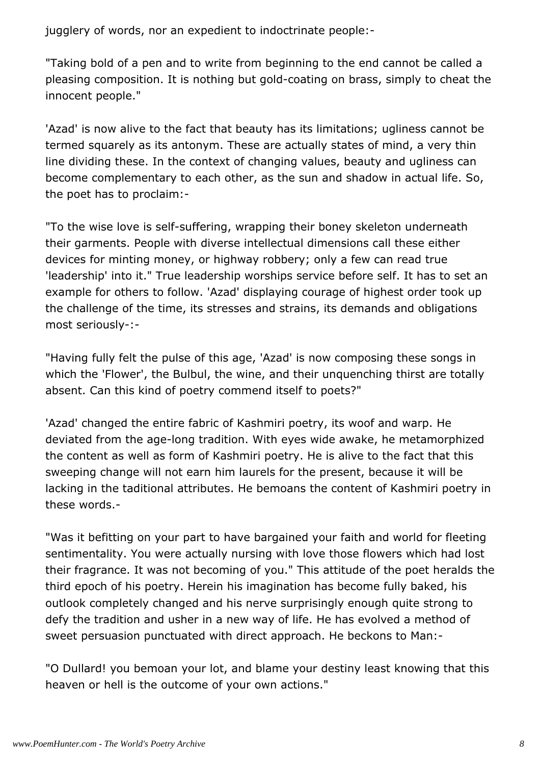jugglery of words, nor an expedient to indoctrinate people:-

"Taking bold of a pen and to write from beginning to the end cannot be called a pleasing composition. It is nothing but gold-coating on brass, simply to cheat the innocent people."

'Azad' is now alive to the fact that beauty has its limitations; ugliness cannot be termed squarely as its antonym. These are actually states of mind, a very thin line dividing these. In the context of changing values, beauty and ugliness can become complementary to each other, as the sun and shadow in actual life. So, the poet has to proclaim:-

"To the wise love is self-suffering, wrapping their boney skeleton underneath their garments. People with diverse intellectual dimensions call these either devices for minting money, or highway robbery; only a few can read true 'leadership' into it." True leadership worships service before self. It has to set an example for others to follow. 'Azad' displaying courage of highest order took up the challenge of the time, its stresses and strains, its demands and obligations most seriously-:-

"Having fully felt the pulse of this age, 'Azad' is now composing these songs in which the 'Flower', the Bulbul, the wine, and their unquenching thirst are totally absent. Can this kind of poetry commend itself to poets?"

'Azad' changed the entire fabric of Kashmiri poetry, its woof and warp. He deviated from the age-long tradition. With eyes wide awake, he metamorphized the content as well as form of Kashmiri poetry. He is alive to the fact that this sweeping change will not earn him laurels for the present, because it will be lacking in the taditional attributes. He bemoans the content of Kashmiri poetry in these words.-

"Was it befitting on your part to have bargained your faith and world for fleeting sentimentality. You were actually nursing with love those flowers which had lost their fragrance. It was not becoming of you." This attitude of the poet heralds the third epoch of his poetry. Herein his imagination has become fully baked, his outlook completely changed and his nerve surprisingly enough quite strong to defy the tradition and usher in a new way of life. He has evolved a method of sweet persuasion punctuated with direct approach. He beckons to Man:-

"O Dullard! you bemoan your lot, and blame your destiny least knowing that this heaven or hell is the outcome of your own actions."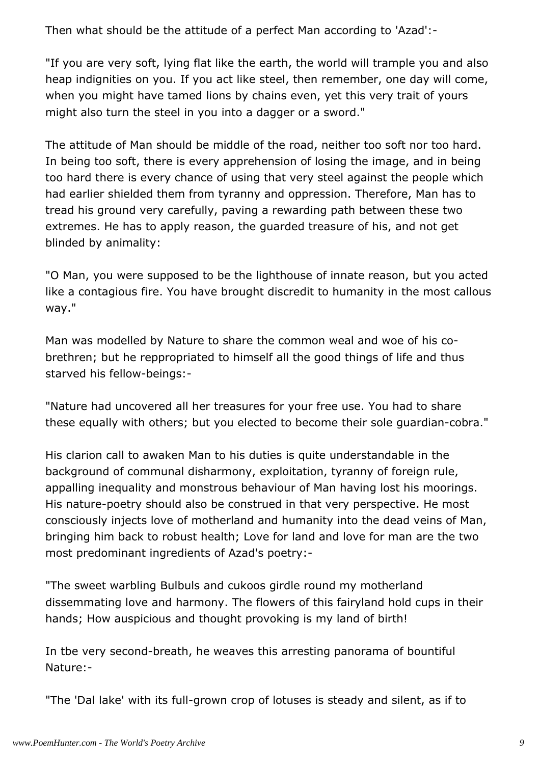Then what should be the attitude of a perfect Man according to 'Azad':-

"If you are very soft, lying flat like the earth, the world will trample you and also heap indignities on you. If you act like steel, then remember, one day will come, when you might have tamed lions by chains even, yet this very trait of yours might also turn the steel in you into a dagger or a sword."

The attitude of Man should be middle of the road, neither too soft nor too hard. In being too soft, there is every apprehension of losing the image, and in being too hard there is every chance of using that very steel against the people which had earlier shielded them from tyranny and oppression. Therefore, Man has to tread his ground very carefully, paving a rewarding path between these two extremes. He has to apply reason, the guarded treasure of his, and not get blinded by animality:

"O Man, you were supposed to be the lighthouse of innate reason, but you acted like a contagious fire. You have brought discredit to humanity in the most callous way."

Man was modelled by Nature to share the common weal and woe of his co-brethren; but he reppropriated to himself all the good things of life and thus starved his fellow-beings:-

"Nature had uncovered all her treasures for your free use. You had to share these equally with others; but you elected to become their sole guardian-cobra."

His clarion call to awaken Man to his duties is quite understandable in the background of communal disharmony, exploitation, tyranny of foreign rule, appalling inequality and monstrous behaviour of Man having lost his moorings. His nature-poetry should also be construed in that very perspective. He most consciously injects love of motherland and humanity into the dead veins of Man, bringing him back to robust health; Love for land and love for man are the two most predominant ingredients of Azad's poetry:-

"The sweet warbling Bulbuls and cukoos girdle round my motherland dissemmating love and harmony. The flowers of this fairyland hold cups in their hands; How auspicious and thought provoking is my land of birth!

In tbe very second-breath, he weaves this arresting panorama of bountiful Nature:-

"The 'Dal lake' with its full-grown crop of lotuses is steady and silent, as if to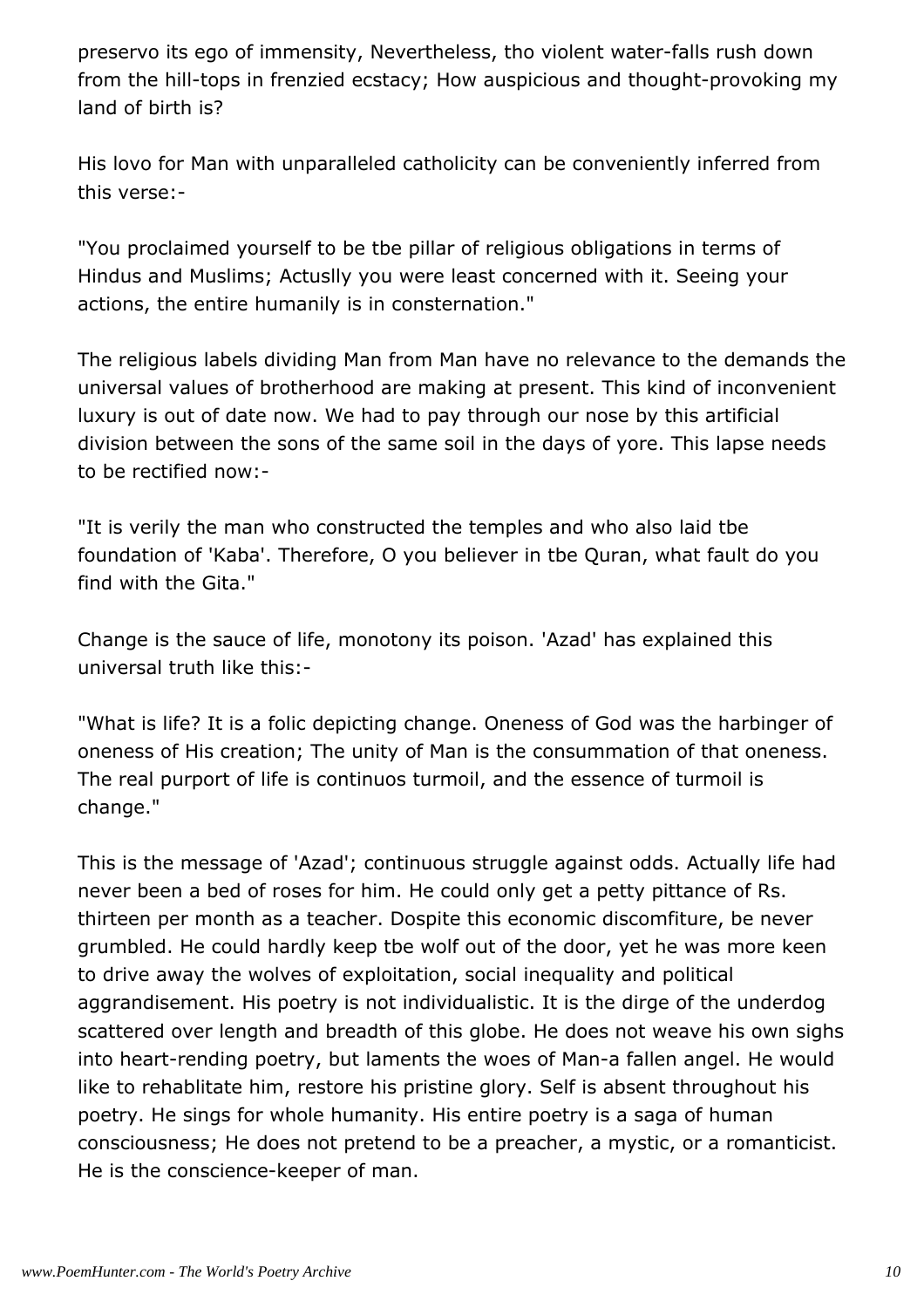preservo its ego of immensity, Nevertheless, tho violent water-falls rush down from the hill-tops in frenzied ecstacy; How auspicious and thought-provoking my land of birth is?

His lovo for Man with unparalleled catholicity can be conveniently inferred from this verse:-

"You proclaimed yourself to be tbe pillar of religious obligations in terms of Hindus and Muslims; Actuslly you were least concerned with it. Seeing your actions, the entire humanily is in consternation."

The religious labels dividing Man from Man have no relevance to the demands the universal values of brotherhood are making at present. This kind of inconvenient luxury is out of date now. We had to pay through our nose by this artificial division between the sons of the same soil in the days of yore. This lapse needs to be rectified now:-

"It is verily the man who constructed the temples and who also laid tbe foundation of 'Kaba'. Therefore, O you believer in tbe Quran, what fault do you find with the Gita."

Change is the sauce of life, monotony its poison. 'Azad' has explained this universal truth like this:-

"What is life? It is a folic depicting change. Oneness of God was the harbinger of oneness of His creation; The unity of Man is the consummation of that oneness. The real purport of life is continuos turmoil, and the essence of turmoil is change."

This is the message of 'Azad'; continuous struggle against odds. Actually life had never been a bed of roses for him. He could only get a petty pittance of Rs. thirteen per month as a teacher. Dospite this economic discomfiture, be never grumbled. He could hardly keep tbe wolf out of the door, yet he was more keen to drive away the wolves of exploitation, social inequality and political aggrandisement. His poetry is not individualistic. It is the dirge of the underdog scattered over length and breadth of this globe. He does not weave his own sighs into heart-rending poetry, but laments the woes of Man-a fallen angel. He would like to rehablitate him, restore his pristine glory. Self is absent throughout his poetry. He sings for whole humanity. His entire poetry is a saga of human consciousness; He does not pretend to be a preacher, a mystic, or a romanticist. He is the conscience-keeper of man.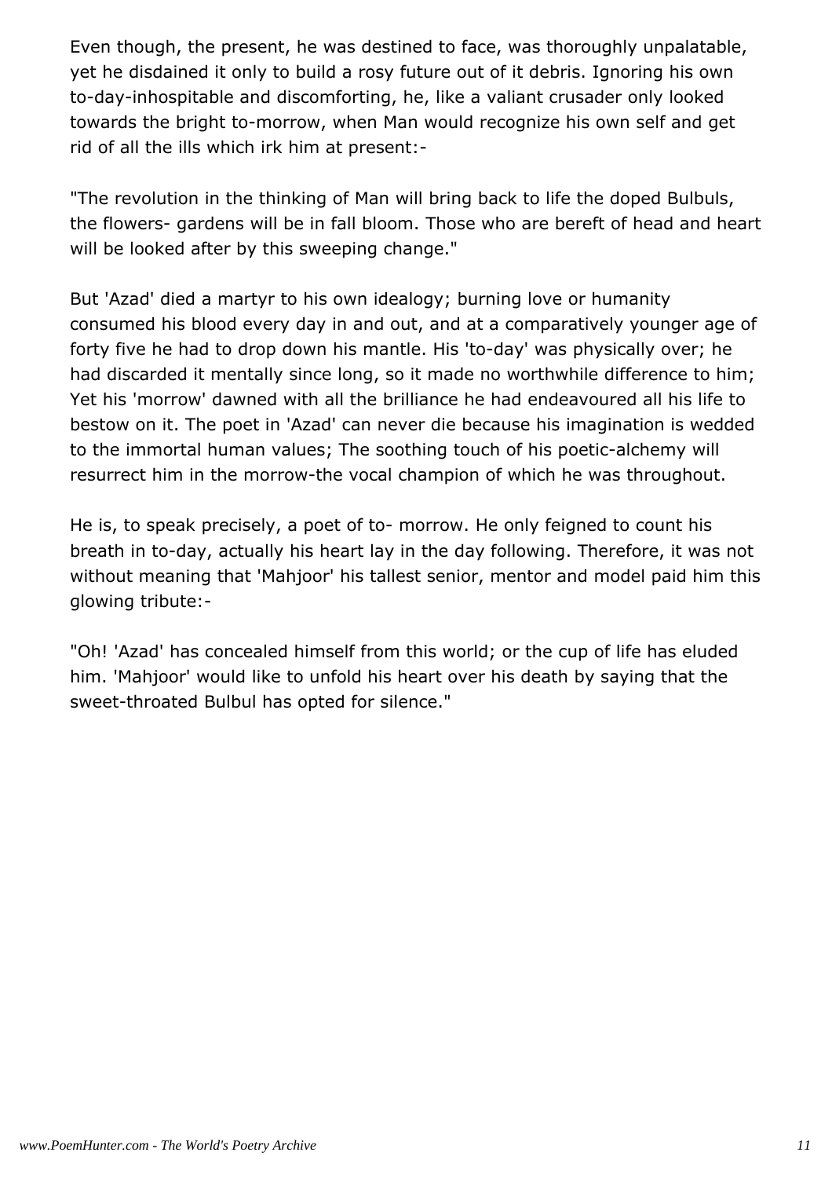Even though, the present, he was destined to face, was thoroughly unpalatable, yet he disdained it only to build a rosy future out of it debris. Ignoring his own to-day-inhospitable and discomforting, he, like a valiant crusader only looked towards the bright to-morrow, when Man would recognize his own self and get rid of all the ills which irk him at present:-

"The revolution in the thinking of Man will bring back to life the doped Bulbuls, the flowers- gardens will be in fall bloom. Those who are bereft of head and heart will be looked after by this sweeping change."

But 'Azad' died a martyr to his own idealogy; burning love or humanity consumed his blood every day in and out, and at a comparatively younger age of forty five he had to drop down his mantle. His 'to-day' was physically over; he had discarded it mentally since long, so it made no worthwhile difference to him; Yet his 'morrow' dawned with all the brilliance he had endeavoured all his life to bestow on it. The poet in 'Azad' can never die because his imagination is wedded to the immortal human values; The soothing touch of his poetic-alchemy will resurrect him in the morrow-the vocal champion of which he was throughout.

He is, to speak precisely, a poet of to- morrow. He only feigned to count his breath in to-day, actually his heart lay in the day following. Therefore, it was not without meaning that 'Mahjoor' his tallest senior, mentor and model paid him this glowing tribute:-

"Oh! 'Azad' has concealed himself from this world; or the cup of life has eluded him. 'Mahjoor' would like to unfold his heart over his death by saying that the sweet-throated Bulbul has opted for silence."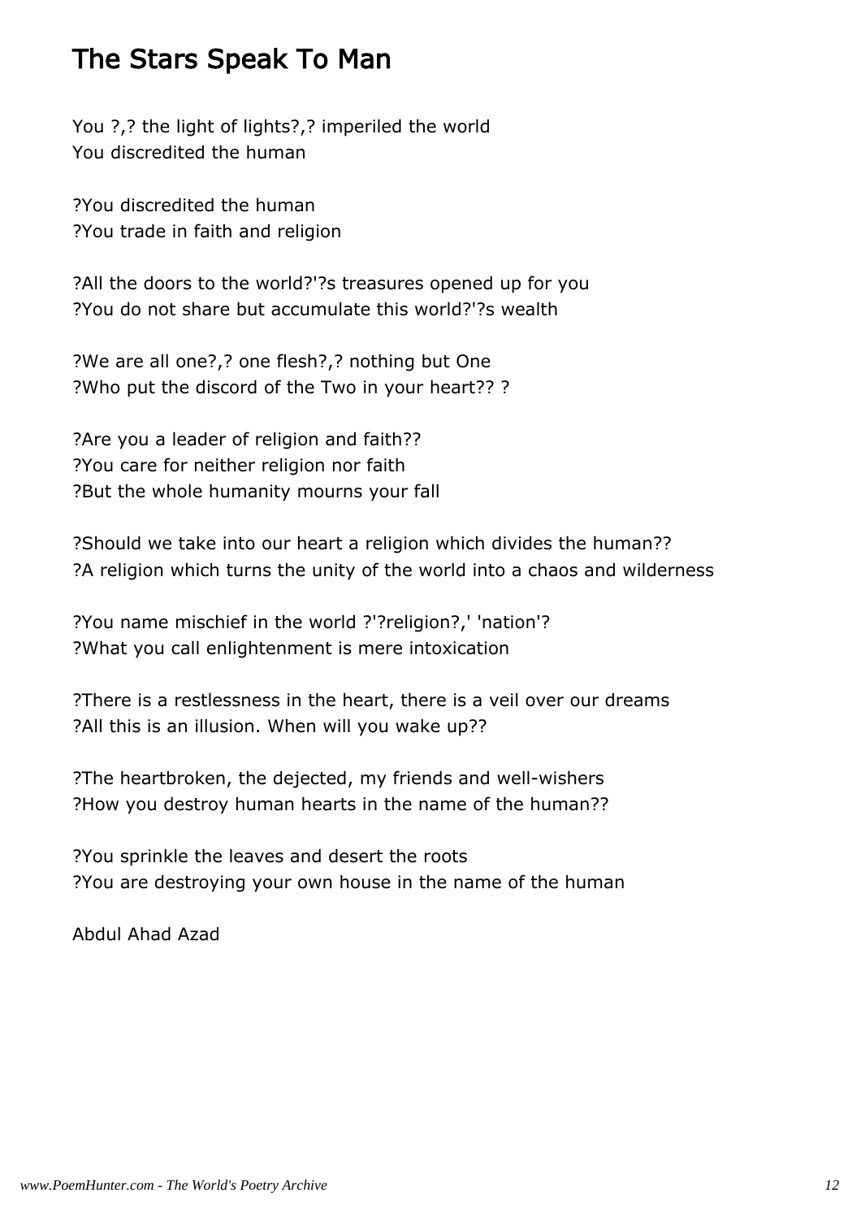# The Stars Speak To Man

You ?,? the light of lights?,? imperiled the world
You discredited the human

?You discredited the human
?You trade in faith and religion

?All the doors to the world?'?s treasures opened up for you
?You do not share but accumulate this world?'?s wealth

?We are all one?,? one flesh?,? nothing but One
?Who put the discord of the Two in your heart?? ?

?Are you a leader of religion and faith??
?You care for neither religion nor faith
?But the whole humanity mourns your fall

?Should we take into our heart a religion which divides the human??
?A religion which turns the unity of the world into a chaos and wilderness

?You name mischief in the world ?'?religion?,' 'nation'?
?What you call enlightenment is mere intoxication

?There is a restlessness in the heart, there is a veil over our dreams
?All this is an illusion. When will you wake up??

?The heartbroken, the dejected, my friends and well-wishers
?How you destroy human hearts in the name of the human??

?You sprinkle the leaves and desert the roots
?You are destroying your own house in the name of the human

Abdul Ahad Azad